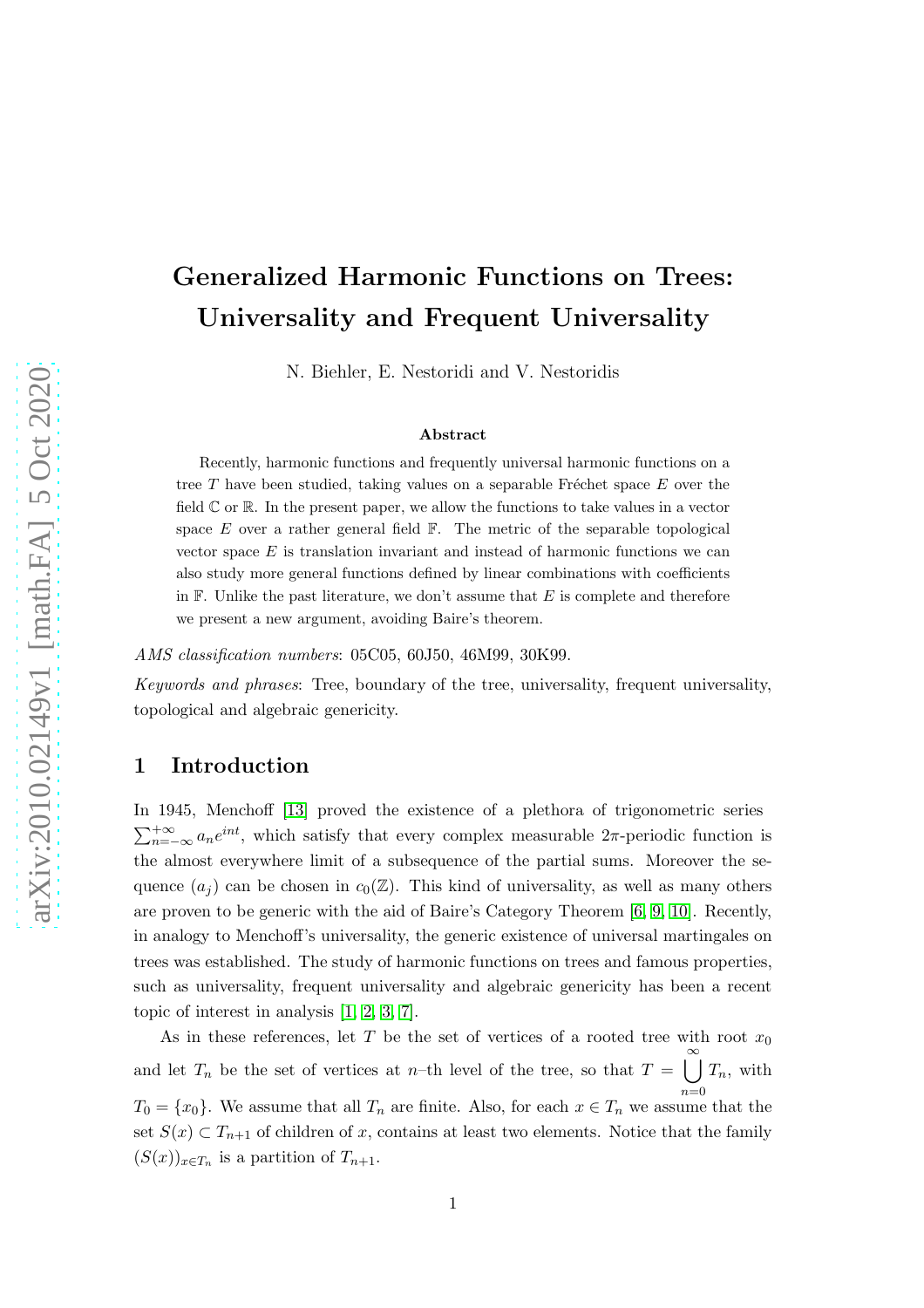# Generalized Harmonic Functions on Trees: Universality and Frequent Universality

N. Biehler, E. Nestoridi and V. Nestoridis

### Abstract

Recently, harmonic functions and frequently universal harmonic functions on a tree $T$ have been studied, taking values on a separable Fréchet space $E$ over the field $\mathbb{C}$ or $\mathbb{R}$. In the present paper, we allow the functions to take values in a vector space $E$ over a rather general field $\mathbb{F}$. The metric of the separable topological vector space $E$ is translation invariant and instead of harmonic functions we can also study more general functions defined by linear combinations with coefficients in $\mathbb{F}$. Unlike the past literature, we don't assume that $E$ is complete and therefore we present a new argument, avoiding Baire's theorem.

*AMS classification numbers*: 05C05, 60J50, 46M99, 30K99.

*Keywords and phrases*: Tree, boundary of the tree, universality, frequent universality, topological and algebraic genericity.

## 1 Introduction

In 1945, Menchoff [13] proved the existence of a plethora of trigonometric series $\sum_{n=-\infty}^{+\infty} a_n e^{int}$, which satisfy that every complex measurable $2\pi$-periodic function is the almost everywhere limit of a subsequence of the partial sums. Moreover the sequence $(a_j)$ can be chosen in $c_0(\mathbb{Z})$. This kind of universality, as well as many others are proven to be generic with the aid of Baire's Category Theorem [6, 9, 10]. Recently, in analogy to Menchoff's universality, the generic existence of universal martingales on trees was established. The study of harmonic functions on trees and famous properties, such as universality, frequent universality and algebraic genericity has been a recent topic of interest in analysis [1, 2, 3, 7].

As in these references, let $T$ be the set of vertices of a rooted tree with root $x_0$ and let $T_n$ be the set of vertices at $n$–th level of the tree, so that $T = \bigcup_{n=0}^{\infty} T_n$, with $T_0 = \{x_0\}$. We assume that all $T_n$ are finite. Also, for each $x \in T_n$ we assume that the set $S(x) \subset T_{n+1}$ of children of $x$, contains at least two elements. Notice that the family $(S(x))_{x \in T_n}$ is a partition of $T_{n+1}$.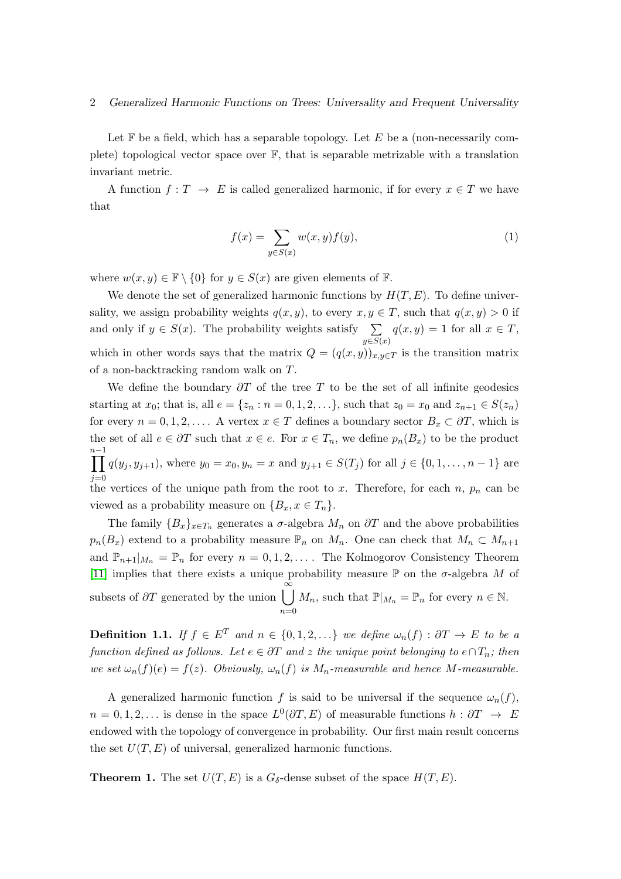Let $\mathbb{F}$ be a field, which has a separable topology. Let $E$ be a (non-necessarily complete) topological vector space over $\mathbb{F}$, that is separable metrizable with a translation invariant metric.

A function $f : T \to E$ is called generalized harmonic, if for every $x \in T$ we have that

$$f(x) = \sum_{y \in S(x)} w(x,y) f(y), \tag{1}$$

where $w(x,y) \in \mathbb{F} \setminus \{0\}$ for $y \in S(x)$ are given elements of $\mathbb{F}$.

We denote the set of generalized harmonic functions by $H(T,E)$. To define universality, we assign probability weights $q(x,y)$, to every $x, y \in T$, such that $q(x,y) > 0$ if and only if $y \in S(x)$. The probability weights satisfy $\sum_{y \in S(x)} q(x,y) = 1$ for all $x \in T$, which in other words says that the matrix $Q = (q(x,y))_{x,y \in T}$ is the transition matrix of a non-backtracking random walk on $T$.

We define the boundary $\partial T$ of the tree $T$ to be the set of all infinite geodesics starting at $x_0$; that is, all $e = \{z_n : n = 0, 1, 2, \ldots\}$, such that $z_0 = x_0$ and $z_{n+1} \in S(z_n)$ for every $n = 0, 1, 2, \ldots$. A vertex $x \in T$ defines a boundary sector $B_x \subset \partial T$, which is the set of all $e \in \partial T$ such that $x \in e$. For $x \in T_n$, we define $p_n(B_x)$ to be the product $\prod_{j=0}^{n-1} q(y_j, y_{j+1})$, where $y_0 = x_0, y_n = x$ and $y_{j+1} \in S(T_j)$ for all $j \in \{0, 1, \ldots, n-1\}$ are the vertices of the unique path from the root to $x$. Therefore, for each $n$, $p_n$ can be viewed as a probability measure on $\{B_x, x \in T_n\}$.

The family $\{B_x\}_{x \in T_n}$ generates a $\sigma$-algebra $M_n$ on $\partial T$ and the above probabilities $p_n(B_x)$ extend to a probability measure $\mathbb{P}_n$ on $M_n$. One can check that $M_n \subset M_{n+1}$ and $\mathbb{P}_{n+1}|_{M_n} = \mathbb{P}_n$ for every $n = 0, 1, 2, \ldots$. The Kolmogorov Consistency Theorem [11] implies that there exists a unique probability measure $\mathbb{P}$ on the $\sigma$-algebra $M$ of subsets of $\partial T$ generated by the union $\bigcup_{n=0}^{\infty} M_n$, such that $\mathbb{P}|_{M_n} = \mathbb{P}_n$ for every $n \in \mathbb{N}$.

**Definition 1.1.** *If $f \in E^T$ and $n \in \{0, 1, 2, \ldots\}$ we define $\omega_n(f) : \partial T \to E$ to be a function defined as follows. Let $e \in \partial T$ and $z$ the unique point belonging to $e \cap T_n$; then we set $\omega_n(f)(e) = f(z)$. Obviously, $\omega_n(f)$ is $M_n$-measurable and hence $M$-measurable.*

A generalized harmonic function $f$ is said to be universal if the sequence $\omega_n(f)$, $n = 0, 1, 2, \ldots$ is dense in the space $L^0(\partial T, E)$ of measurable functions $h : \partial T \to E$ endowed with the topology of convergence in probability. Our first main result concerns the set $U(T,E)$ of universal, generalized harmonic functions.

**Theorem 1.** The set $U(T,E)$ is a $G_\delta$-dense subset of the space $H(T,E)$.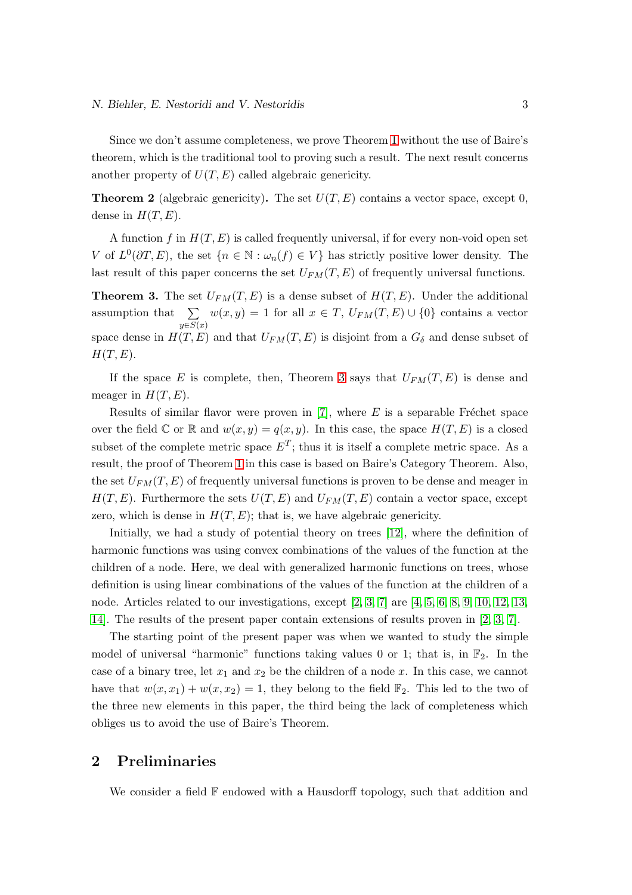Since we don't assume completeness, we prove Theorem 1 without the use of Baire's theorem, which is the traditional tool to proving such a result. The next result concerns another property of $U(T, E)$ called algebraic genericity.

**Theorem 2** (algebraic genericity)**.** The set $U(T, E)$ contains a vector space, except 0, dense in $H(T, E)$.

A function $f$ in $H(T, E)$ is called frequently universal, if for every non-void open set $V$ of $L^0(\partial T, E)$, the set $\{n \in \mathbb{N} : \omega_n(f) \in V\}$ has strictly positive lower density. The last result of this paper concerns the set $U_{FM}(T, E)$ of frequently universal functions.

**Theorem 3.** The set $U_{FM}(T, E)$ is a dense subset of $H(T, E)$. Under the additional assumption that $\sum_{y \in S(x)} w(x, y) = 1$ for all $x \in T$, $U_{FM}(T, E) \cup \{0\}$ contains a vector space dense in $H(T, E)$ and that $U_{FM}(T, E)$ is disjoint from a $G_\delta$ and dense subset of $H(T, E)$.

If the space $E$ is complete, then, Theorem 3 says that $U_{FM}(T, E)$ is dense and meager in $H(T, E)$.

Results of similar flavor were proven in [7], where $E$ is a separable Fréchet space over the field $\mathbb{C}$ or $\mathbb{R}$ and $w(x, y) = q(x, y)$. In this case, the space $H(T, E)$ is a closed subset of the complete metric space $E^T$; thus it is itself a complete metric space. As a result, the proof of Theorem 1 in this case is based on Baire's Category Theorem. Also, the set $U_{FM}(T, E)$ of frequently universal functions is proven to be dense and meager in $H(T, E)$. Furthermore the sets $U(T, E)$ and $U_{FM}(T, E)$ contain a vector space, except zero, which is dense in $H(T, E)$; that is, we have algebraic genericity.

Initially, we had a study of potential theory on trees [12], where the definition of harmonic functions was using convex combinations of the values of the function at the children of a node. Here, we deal with generalized harmonic functions on trees, whose definition is using linear combinations of the values of the function at the children of a node. Articles related to our investigations, except [2, 3, 7] are [4, 5, 6, 8, 9, 10, 12, 13, 14]. The results of the present paper contain extensions of results proven in [2, 3, 7].

The starting point of the present paper was when we wanted to study the simple model of universal "harmonic" functions taking values 0 or 1; that is, in $\mathbb{F}_2$. In the case of a binary tree, let $x_1$ and $x_2$ be the children of a node $x$. In this case, we cannot have that $w(x, x_1) + w(x, x_2) = 1$, they belong to the field $\mathbb{F}_2$. This led to the two of the three new elements in this paper, the third being the lack of completeness which obliges us to avoid the use of Baire's Theorem.

## 2 Preliminaries

We consider a field $\mathbb{F}$ endowed with a Hausdorff topology, such that addition and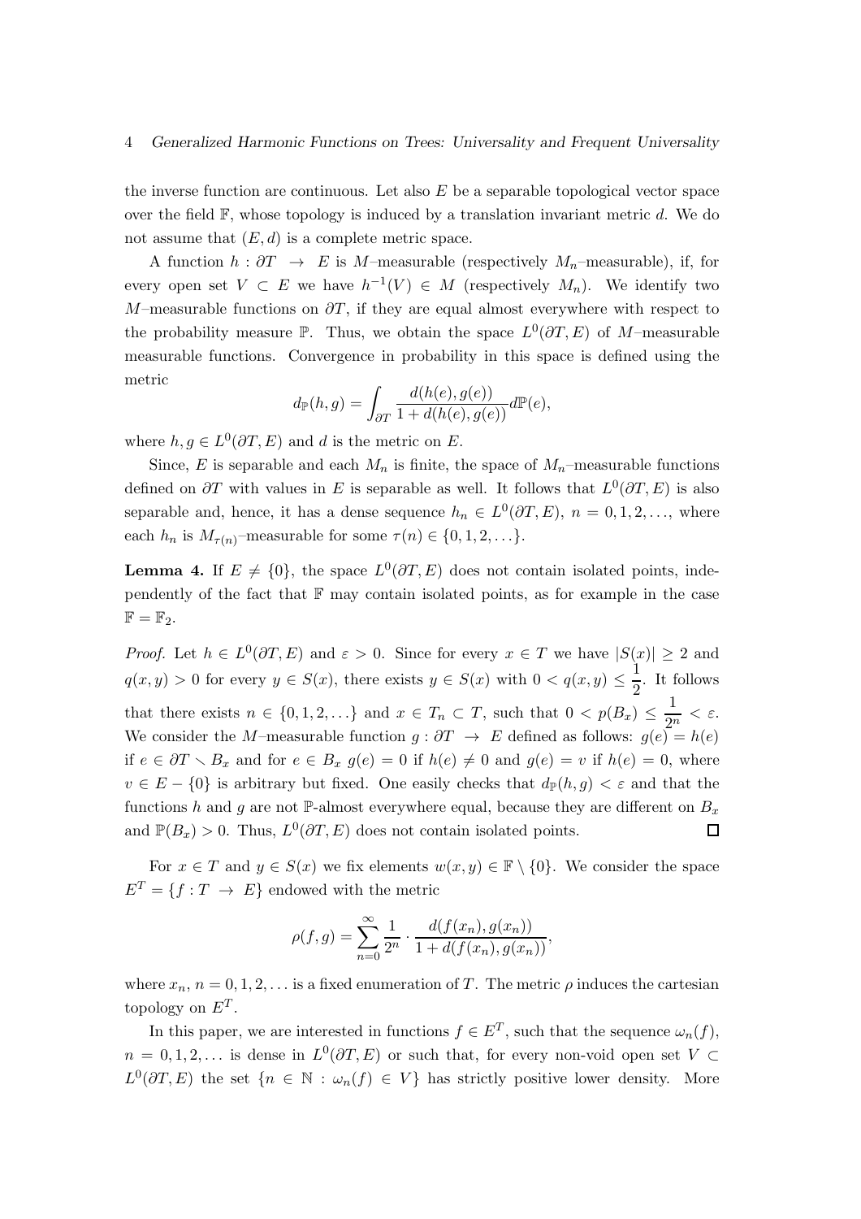the inverse function are continuous. Let also $E$ be a separable topological vector space over the field $\mathbb{F}$, whose topology is induced by a translation invariant metric $d$. We do not assume that $(E, d)$ is a complete metric space.

A function $h : \partial T \to E$ is $M$–measurable (respectively $M_n$–measurable), if, for every open set $V \subset E$ we have $h^{-1}(V) \in M$ (respectively $M_n$). We identify two $M$–measurable functions on $\partial T$, if they are equal almost everywhere with respect to the probability measure $\mathbb{P}$. Thus, we obtain the space $L^0(\partial T, E)$ of $M$–measurable measurable functions. Convergence in probability in this space is defined using the metric

$$d_{\mathbb{P}}(h, g) = \int_{\partial T} \frac{d(h(e), g(e))}{1 + d(h(e), g(e))} d\mathbb{P}(e),$$

where $h, g \in L^0(\partial T, E)$ and $d$ is the metric on $E$.

Since, $E$ is separable and each $M_n$ is finite, the space of $M_n$–measurable functions defined on $\partial T$ with values in $E$ is separable as well. It follows that $L^0(\partial T, E)$ is also separable and, hence, it has a dense sequence $h_n \in L^0(\partial T, E)$, $n = 0, 1, 2, \ldots$, where each $h_n$ is $M_{\tau(n)}$–measurable for some $\tau(n) \in \{0, 1, 2, \ldots\}$.

**Lemma 4.** If $E \neq \{0\}$, the space $L^0(\partial T, E)$ does not contain isolated points, independently of the fact that $\mathbb{F}$ may contain isolated points, as for example in the case $\mathbb{F} = \mathbb{F}_2$.

*Proof.* Let $h \in L^0(\partial T, E)$ and $\varepsilon > 0$. Since for every $x \in T$ we have $|S(x)| \geq 2$ and $q(x, y) > 0$ for every $y \in S(x)$, there exists $y \in S(x)$ with $0 < q(x, y) \leq \dfrac{1}{2}$. It follows that there exists $n \in \{0, 1, 2, \ldots\}$ and $x \in T_n \subset T$, such that $0 < p(B_x) \leq \dfrac{1}{2^n} < \varepsilon$. We consider the $M$–measurable function $g : \partial T \to E$ defined as follows: $g(e) = h(e)$ if $e \in \partial T \setminus B_x$ and for $e \in B_x$ $g(e) = 0$ if $h(e) \neq 0$ and $g(e) = v$ if $h(e) = 0$, where $v \in E - \{0\}$ is arbitrary but fixed. One easily checks that $d_{\mathbb{P}}(h, g) < \varepsilon$ and that the functions $h$ and $g$ are not $\mathbb{P}$-almost everywhere equal, because they are different on $B_x$ and $\mathbb{P}(B_x) > 0$. Thus, $L^0(\partial T, E)$ does not contain isolated points. ∎

For $x \in T$ and $y \in S(x)$ we fix elements $w(x, y) \in \mathbb{F} \setminus \{0\}$. We consider the space $E^T = \{f : T \to E\}$ endowed with the metric

$$\rho(f, g) = \sum_{n=0}^{\infty} \frac{1}{2^n} \cdot \frac{d(f(x_n), g(x_n))}{1 + d(f(x_n), g(x_n))},$$

where $x_n$, $n = 0, 1, 2, \ldots$ is a fixed enumeration of $T$. The metric $\rho$ induces the cartesian topology on $E^T$.

In this paper, we are interested in functions $f \in E^T$, such that the sequence $\omega_n(f)$, $n = 0, 1, 2, \ldots$ is dense in $L^0(\partial T, E)$ or such that, for every non-void open set $V \subset L^0(\partial T, E)$ the set $\{n \in \mathbb{N} : \omega_n(f) \in V\}$ has strictly positive lower density. More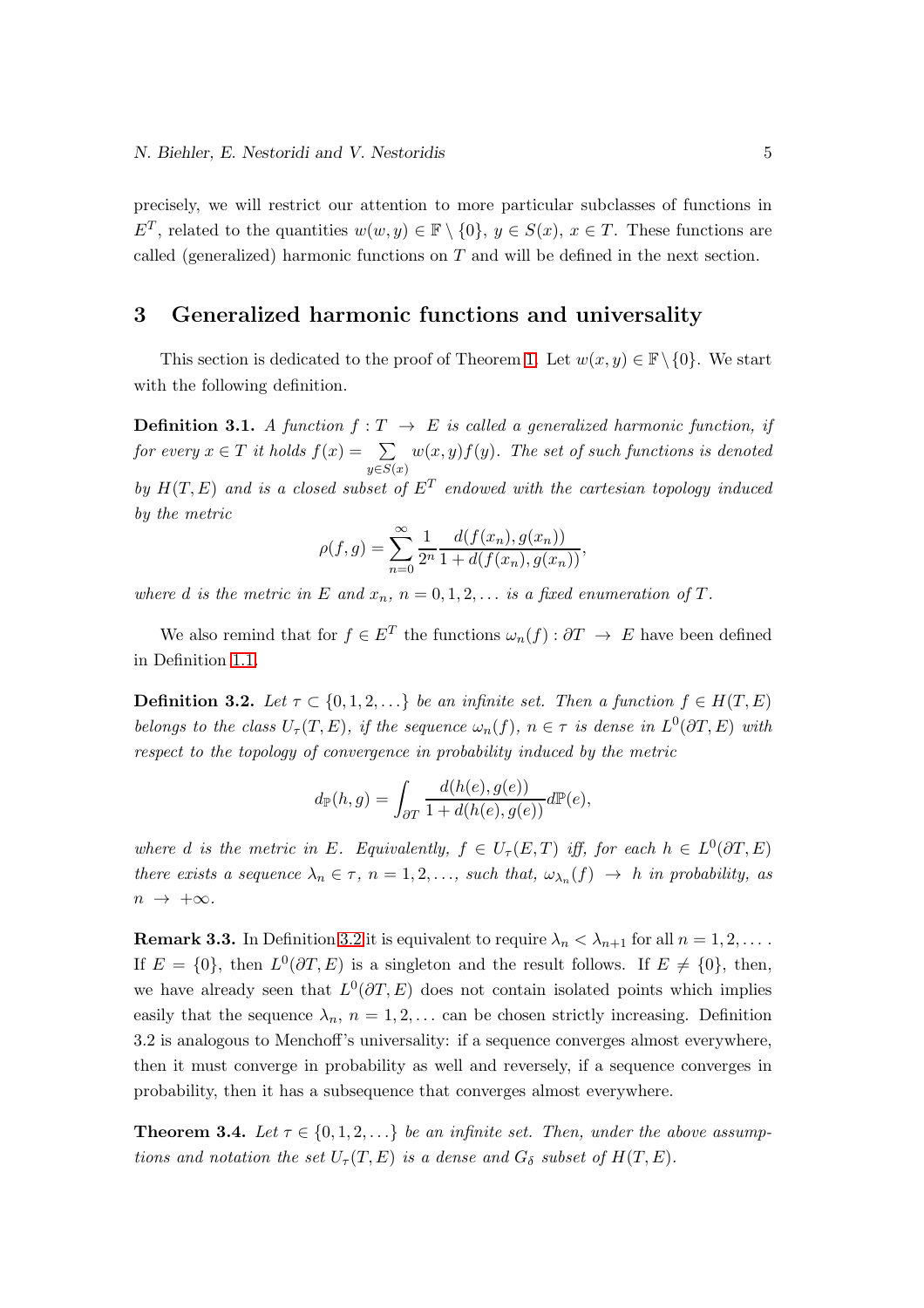precisely, we will restrict our attention to more particular subclasses of functions in $E^T$, related to the quantities $w(w, y) \in \mathbb{F} \setminus \{0\}$, $y \in S(x)$, $x \in T$. These functions are called (generalized) harmonic functions on $T$ and will be defined in the next section.

## 3 Generalized harmonic functions and universality

This section is dedicated to the proof of Theorem 1. Let $w(x, y) \in \mathbb{F} \setminus \{0\}$. We start with the following definition.

**Definition 3.1.** *A function $f : T \to E$ is called a generalized harmonic function, if for every $x \in T$ it holds $f(x) = \sum_{y \in S(x)} w(x, y) f(y)$. The set of such functions is denoted by $H(T, E)$ and is a closed subset of $E^T$ endowed with the cartesian topology induced by the metric*

$$\rho(f, g) = \sum_{n=0}^{\infty} \frac{1}{2^n} \frac{d(f(x_n), g(x_n))}{1 + d(f(x_n), g(x_n))},$$

*where $d$ is the metric in $E$ and $x_n$, $n = 0, 1, 2, \ldots$ is a fixed enumeration of $T$.*

We also remind that for $f \in E^T$ the functions $\omega_n(f) : \partial T \to E$ have been defined in Definition 1.1.

**Definition 3.2.** *Let $\tau \subset \{0, 1, 2, \ldots\}$ be an infinite set. Then a function $f \in H(T, E)$ belongs to the class $U_\tau(T, E)$, if the sequence $\omega_n(f)$, $n \in \tau$ is dense in $L^0(\partial T, E)$ with respect to the topology of convergence in probability induced by the metric*

$$d_{\mathbb{P}}(h, g) = \int_{\partial T} \frac{d(h(e), g(e))}{1 + d(h(e), g(e))} d\mathbb{P}(e),$$

*where $d$ is the metric in $E$. Equivalently, $f \in U_\tau(E, T)$ iff, for each $h \in L^0(\partial T, E)$ there exists a sequence $\lambda_n \in \tau$, $n = 1, 2, \ldots$, such that, $\omega_{\lambda_n}(f) \to h$ in probability, as $n \to +\infty$.*

**Remark 3.3.** In Definition 3.2 it is equivalent to require $\lambda_n < \lambda_{n+1}$ for all $n = 1, 2, \ldots$. If $E = \{0\}$, then $L^0(\partial T, E)$ is a singleton and the result follows. If $E \neq \{0\}$, then, we have already seen that $L^0(\partial T, E)$ does not contain isolated points which implies easily that the sequence $\lambda_n$, $n = 1, 2, \ldots$ can be chosen strictly increasing. Definition 3.2 is analogous to Menchoff's universality: if a sequence converges almost everywhere, then it must converge in probability as well and reversely, if a sequence converges in probability, then it has a subsequence that converges almost everywhere.

**Theorem 3.4.** *Let $\tau \in \{0, 1, 2, \ldots\}$ be an infinite set. Then, under the above assumptions and notation the set $U_\tau(T, E)$ is a dense and $G_\delta$ subset of $H(T, E)$.*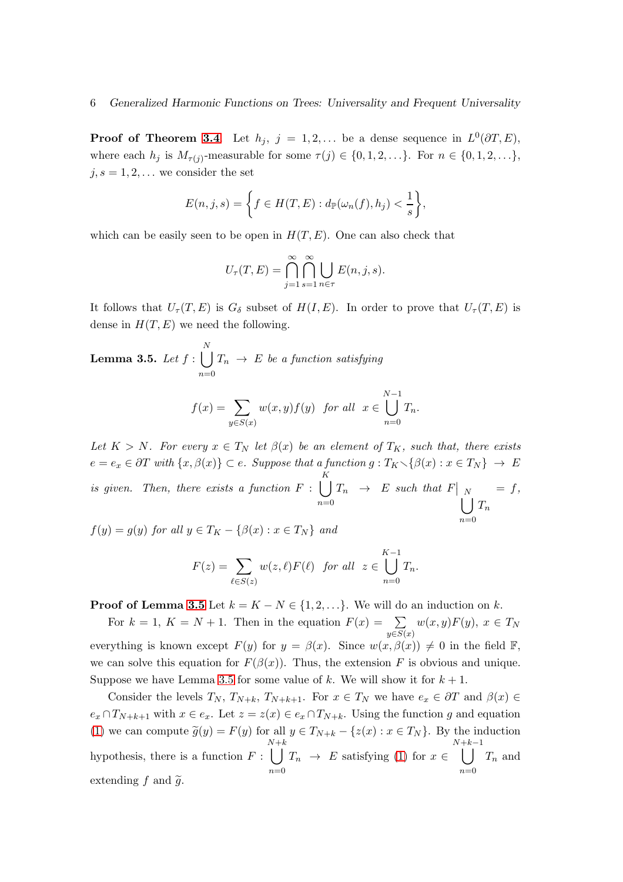**Proof of Theorem 3.4** Let $h_j$, $j = 1, 2, \ldots$ be a dense sequence in $L^0(\partial T, E)$, where each $h_j$ is $M_{\tau(j)}$-measurable for some $\tau(j) \in \{0, 1, 2, \ldots\}$. For $n \in \{0, 1, 2, \ldots\}$, $j, s = 1, 2, \ldots$ we consider the set

$$E(n, j, s) = \left\{ f \in H(T, E) : d_{\mathbb{P}}(\omega_n(f), h_j) < \frac{1}{s} \right\},$$

which can be easily seen to be open in $H(T, E)$. One can also check that

$$U_\tau(T, E) = \bigcap_{j=1}^{\infty} \bigcap_{s=1}^{\infty} \bigcup_{n \in \tau} E(n, j, s).$$

It follows that $U_\tau(T, E)$ is $G_\delta$ subset of $H(I, E)$. In order to prove that $U_\tau(T, E)$ is dense in $H(T, E)$ we need the following.

**Lemma 3.5.** *Let $f : \bigcup_{n=0}^{N} T_n \to E$ be a function satisfying*

$$f(x) = \sum_{y \in S(x)} w(x, y) f(y) \quad \textit{for all} \quad x \in \bigcup_{n=0}^{N-1} T_n.$$

*Let $K > N$. For every $x \in T_N$ let $\beta(x)$ be an element of $T_K$, such that, there exists $e = e_x \in \partial T$ with $\{x, \beta(x)\} \subset e$. Suppose that a function $g : T_K \setminus \{\beta(x) : x \in T_N\} \to E$ is given. Then, there exists a function $F : \bigcup_{n=0}^{K} T_n \to E$ such that $F\big|_{\bigcup_{n=0}^{N} T_n} = f$, $f(y) = g(y)$ for all $y \in T_K - \{\beta(x) : x \in T_N\}$ and*

$$F(z) = \sum_{\ell \in S(z)} w(z, \ell) F(\ell) \quad \textit{for all} \quad z \in \bigcup_{n=0}^{K-1} T_n.$$

**Proof of Lemma 3.5** Let $k = K - N \in \{1, 2, \ldots\}$. We will do an induction on $k$.

For $k = 1$, $K = N + 1$. Then in the equation $F(x) = \sum_{y \in S(x)} w(x, y) F(y)$, $x \in T_N$ everything is known except $F(y)$ for $y = \beta(x)$. Since $w(x, \beta(x)) \neq 0$ in the field $\mathbb{F}$, we can solve this equation for $F(\beta(x))$. Thus, the extension $F$ is obvious and unique. Suppose we have Lemma 3.5 for some value of $k$. We will show it for $k + 1$.

Consider the levels $T_N$, $T_{N+k}$, $T_{N+k+1}$. For $x \in T_N$ we have $e_x \in \partial T$ and $\beta(x) \in e_x \cap T_{N+k+1}$ with $x \in e_x$. Let $z = z(x) \in e_x \cap T_{N+k}$. Using the function $g$ and equation (1) we can compute $\widetilde{g}(y) = F(y)$ for all $y \in T_{N+k} - \{z(x) : x \in T_N\}$. By the induction hypothesis, there is a function $F : \bigcup_{n=0}^{N+k} T_n \to E$ satisfying (1) for $x \in \bigcup_{n=0}^{N+k-1} T_n$ and extending $f$ and $\widetilde{g}$.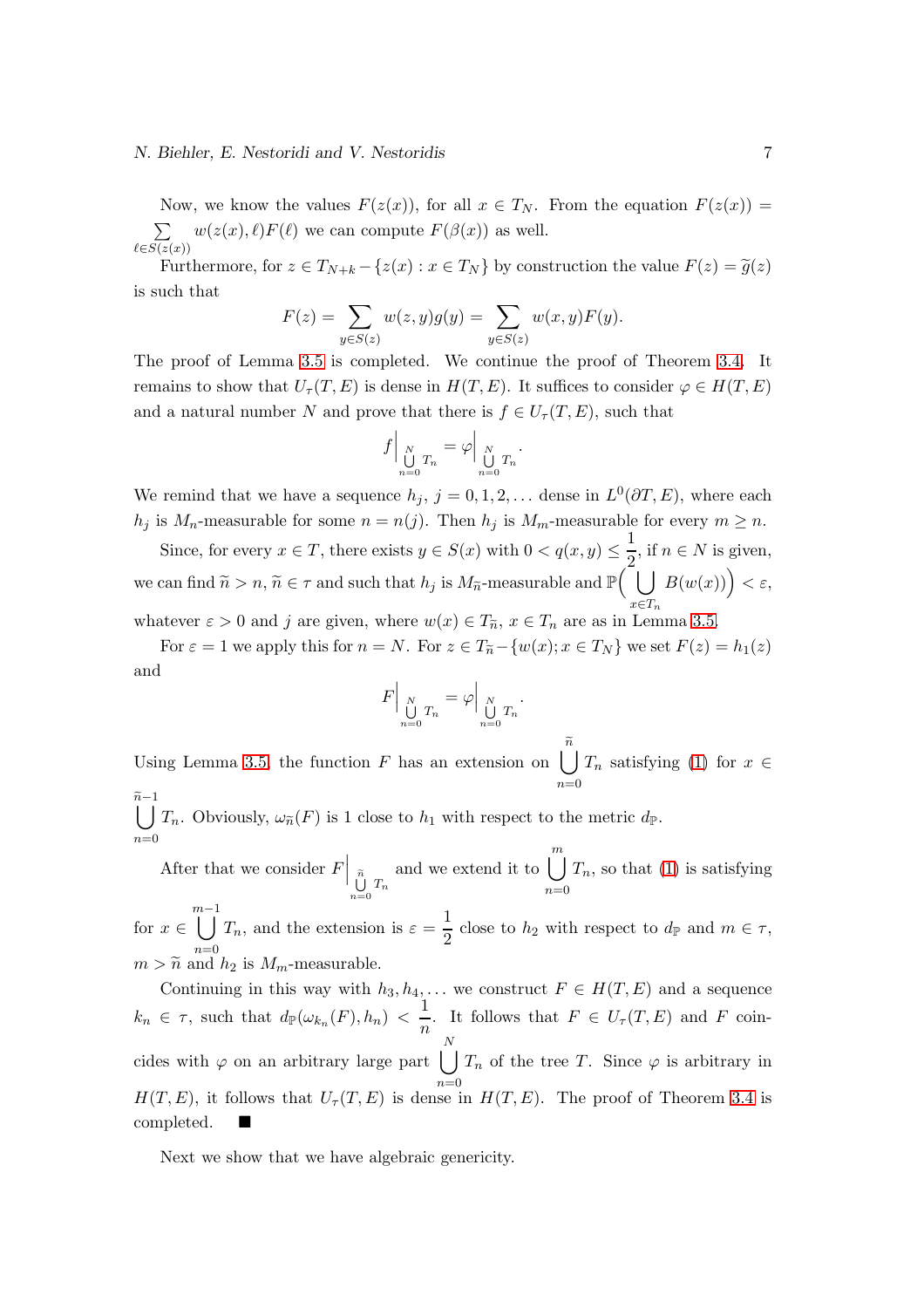Now, we know the values $F(z(x))$, for all $x \in T_N$. From the equation $F(z(x)) = \sum\limits_{\ell \in S(z(x))} w(z(x), \ell) F(\ell)$ we can compute $F(\beta(x))$ as well.

Furthermore, for $z \in T_{N+k} - \{z(x) : x \in T_N\}$ by construction the value $F(z) = \widetilde{g}(z)$ is such that

$$F(z) = \sum_{y \in S(z)} w(z, y) g(y) = \sum_{y \in S(z)} w(x, y) F(y).$$

The proof of Lemma 3.5 is completed. We continue the proof of Theorem 3.4. It remains to show that $U_\tau(T, E)$ is dense in $H(T, E)$. It suffices to consider $\varphi \in H(T, E)$ and a natural number $N$ and prove that there is $f \in U_\tau(T, E)$, such that

$$f\Big|_{\bigcup\limits_{n=0}^{N} T_n} = \varphi\Big|_{\bigcup\limits_{n=0}^{N} T_n}.$$

We remind that we have a sequence $h_j$, $j = 0, 1, 2, \ldots$ dense in $L^0(\partial T, E)$, where each $h_j$ is $M_n$-measurable for some $n = n(j)$. Then $h_j$ is $M_m$-measurable for every $m \geq n$.

Since, for every $x \in T$, there exists $y \in S(x)$ with $0 < q(x, y) \leq \frac{1}{2}$, if $n \in N$ is given, we can find $\widetilde{n} > n$, $\widetilde{n} \in \tau$ and such that $h_j$ is $M_{\widetilde{n}}$-measurable and $\mathbb{P}\Big(\bigcup\limits_{x \in T_n} B(w(x))\Big) < \varepsilon$, whatever $\varepsilon > 0$ and $j$ are given, where $w(x) \in T_{\widetilde{n}}$, $x \in T_n$ are as in Lemma 3.5.

For $\varepsilon = 1$ we apply this for $n = N$. For $z \in T_{\widetilde{n}} - \{w(x); x \in T_N\}$ we set $F(z) = h_1(z)$ and

$$F\Big|_{\bigcup\limits_{n=0}^{N} T_n} = \varphi\Big|_{\bigcup\limits_{n=0}^{N} T_n}.$$

Using Lemma 3.5, the function $F$ has an extension on $\bigcup\limits_{n=0}^{\widetilde{n}} T_n$ satisfying (1) for $x \in \bigcup\limits_{n=0}^{\widetilde{n}-1} T_n$. Obviously, $\omega_{\widetilde{n}}(F)$ is 1 close to $h_1$ with respect to the metric $d_{\mathbb{P}}$.

After that we consider $F\Big|_{\bigcup\limits_{n=0}^{\widetilde{n}} T_n}$ and we extend it to $\bigcup\limits_{n=0}^{m} T_n$, so that (1) is satisfying for $x \in \bigcup\limits_{n=0}^{m-1} T_n$, and the extension is $\varepsilon = \frac{1}{2}$ close to $h_2$ with respect to $d_{\mathbb{P}}$ and $m \in \tau$, $m > \widetilde{n}$ and $h_2$ is $M_m$-measurable.

Continuing in this way with $h_3, h_4, \ldots$ we construct $F \in H(T, E)$ and a sequence $k_n \in \tau$, such that $d_{\mathbb{P}}(\omega_{k_n}(F), h_n) < \frac{1}{n}$. It follows that $F \in U_\tau(T, E)$ and $F$ coincides with $\varphi$ on an arbitrary large part $\bigcup\limits_{n=0}^{N} T_n$ of the tree $T$. Since $\varphi$ is arbitrary in $H(T, E)$, it follows that $U_\tau(T, E)$ is dense in $H(T, E)$. The proof of Theorem 3.4 is completed. ∎

Next we show that we have algebraic genericity.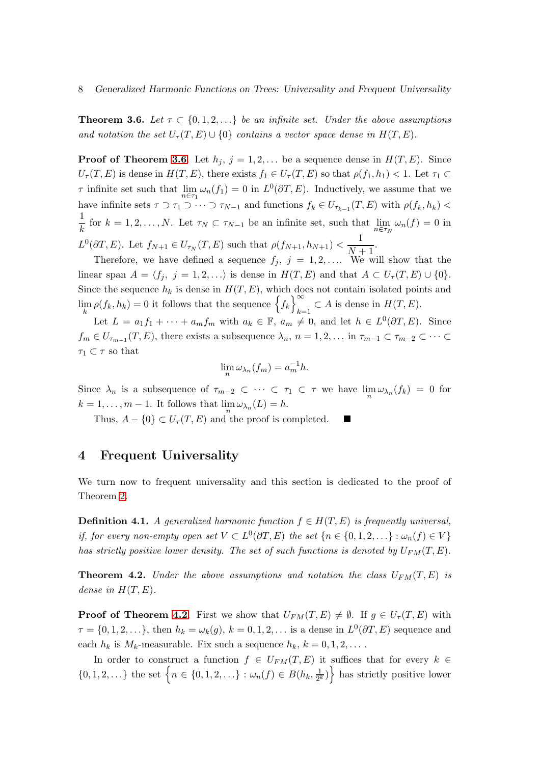**Theorem 3.6.** *Let $\tau \subset \{0, 1, 2, \ldots\}$ be an infinite set. Under the above assumptions and notation the set $U_\tau(T, E) \cup \{0\}$ contains a vector space dense in $H(T, E)$.*

**Proof of Theorem 3.6.** Let $h_j$, $j = 1, 2, \ldots$ be a sequence dense in $H(T, E)$. Since $U_\tau(T, E)$ is dense in $H(T, E)$, there exists $f_1 \in U_\tau(T, E)$ so that $\rho(f_1, h_1) < 1$. Let $\tau_1 \subset \tau$ infinite set such that $\lim_{n \in \tau_1} \omega_n(f_1) = 0$ in $L^0(\partial T, E)$. Inductively, we assume that we have infinite sets $\tau \supset \tau_1 \supset \cdots \supset \tau_{N-1}$ and functions $f_k \in U_{\tau_{k-1}}(T, E)$ with $\rho(f_k, h_k) < \frac{1}{k}$ for $k = 1, 2, \ldots, N$. Let $\tau_N \subset \tau_{N-1}$ be an infinite set, such that $\lim_{n \in \tau_N} \omega_n(f) = 0$ in $L^0(\partial T, E)$. Let $f_{N+1} \in U_{\tau_N}(T, E)$ such that $\rho(f_{N+1}, h_{N+1}) < \frac{1}{N+1}$.

Therefore, we have defined a sequence $f_j$, $j = 1, 2, \ldots$. We will show that the linear span $A = \langle f_j,\ j = 1, 2, \ldots \rangle$ is dense in $H(T, E)$ and that $A \subset U_\tau(T, E) \cup \{0\}$. Since the sequence $h_k$ is dense in $H(T, E)$, which does not contain isolated points and $\lim_k \rho(f_k, h_k) = 0$ it follows that the sequence $\left\{f_k\right\}_{k=1}^{\infty} \subset A$ is dense in $H(T, E)$.

Let $L = a_1 f_1 + \cdots + a_m f_m$ with $a_k \in \mathbb{F}$, $a_m \neq 0$, and let $h \in L^0(\partial T, E)$. Since $f_m \in U_{\tau_{m-1}}(T, E)$, there exists a subsequence $\lambda_n$, $n = 1, 2, \ldots$ in $\tau_{m-1} \subset \tau_{m-2} \subset \cdots \subset \tau_1 \subset \tau$ so that

$$\lim_n \omega_{\lambda_n}(f_m) = a_m^{-1} h.$$

Since $\lambda_n$ is a subsequence of $\tau_{m-2} \subset \cdots \subset \tau_1 \subset \tau$ we have $\lim_n \omega_{\lambda_n}(f_k) = 0$ for $k = 1, \ldots, m-1$. It follows that $\lim_n \omega_{\lambda_n}(L) = h$.

Thus, $A - \{0\} \subset U_\tau(T, E)$ and the proof is completed. ■

## 4 Frequent Universality

We turn now to frequent universality and this section is dedicated to the proof of Theorem 2.

**Definition 4.1.** *A generalized harmonic function $f \in H(T, E)$ is frequently universal, if, for every non-empty open set $V \subset L^0(\partial T, E)$ the set $\{n \in \{0, 1, 2, \ldots\} : \omega_n(f) \in V\}$ has strictly positive lower density. The set of such functions is denoted by $U_{FM}(T, E)$.*

**Theorem 4.2.** *Under the above assumptions and notation the class $U_{FM}(T, E)$ is dense in $H(T, E)$.*

**Proof of Theorem 4.2.** First we show that $U_{FM}(T, E) \neq \emptyset$. If $g \in U_\tau(T, E)$ with $\tau = \{0, 1, 2, \ldots\}$, then $h_k = \omega_k(g)$, $k = 0, 1, 2, \ldots$ is a dense in $L^0(\partial T, E)$ sequence and each $h_k$ is $M_k$-measurable. Fix such a sequence $h_k$, $k = 0, 1, 2, \ldots$.

In order to construct a function $f \in U_{FM}(T, E)$ it suffices that for every $k \in \{0, 1, 2, \ldots\}$ the set $\left\{n \in \{0, 1, 2, \ldots\} : \omega_n(f) \in B(h_k, \frac{1}{2^k})\right\}$ has strictly positive lower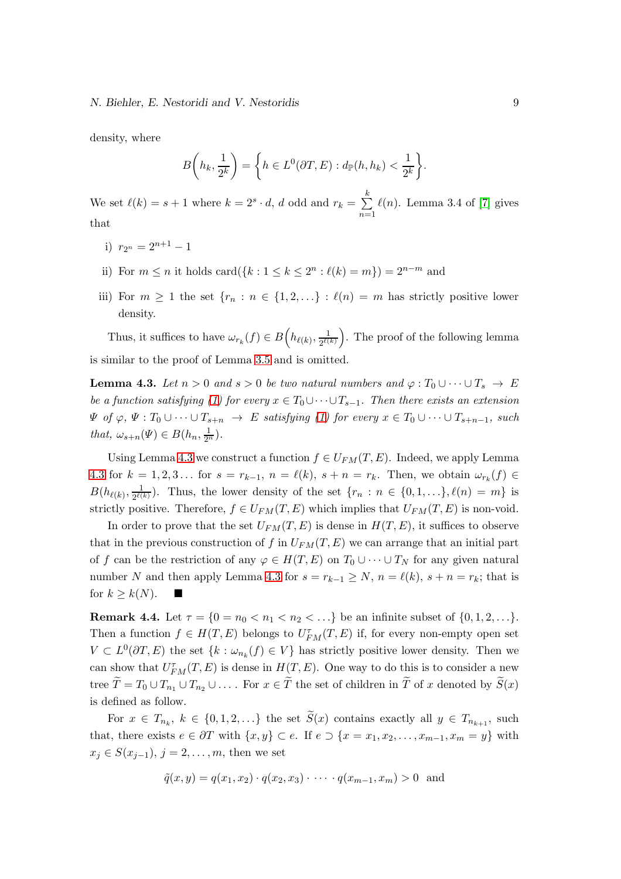density, where

$$B\left(h_k, \frac{1}{2^k}\right) = \left\{h \in L^0(\partial T, E) : d_{\mathbb{P}}(h, h_k) < \frac{1}{2^k}\right\}.$$

We set $\ell(k) = s + 1$ where $k = 2^s \cdot d$, $d$ odd and $r_k = \sum_{n=1}^{k} \ell(n)$. Lemma 3.4 of [7] gives that

i) $r_{2^n} = 2^{n+1} - 1$

ii) For $m \leq n$ it holds $\text{card}(\{k : 1 \leq k \leq 2^n : \ell(k) = m\}) = 2^{n-m}$ and

iii) For $m \geq 1$ the set $\{r_n : n \in \{1, 2, \dots\} : \ell(n) = m$ has strictly positive lower density.

Thus, it suffices to have $\omega_{r_k}(f) \in B\left(h_{\ell(k)}, \frac{1}{2^{\ell(k)}}\right)$. The proof of the following lemma is similar to the proof of Lemma 3.5 and is omitted.

**Lemma 4.3.** *Let $n > 0$ and $s > 0$ be two natural numbers and $\varphi : T_0 \cup \dots \cup T_s \to E$ be a function satisfying (1) for every $x \in T_0 \cup \dots \cup T_{s-1}$. Then there exists an extension $\Psi$ of $\varphi$, $\Psi : T_0 \cup \dots \cup T_{s+n} \to E$ satisfying (1) for every $x \in T_0 \cup \dots \cup T_{s+n-1}$, such that, $\omega_{s+n}(\Psi) \in B(h_n, \frac{1}{2^n})$.*

Using Lemma 4.3 we construct a function $f \in U_{FM}(T, E)$. Indeed, we apply Lemma 4.3 for $k = 1, 2, 3\dots$ for $s = r_{k-1}$, $n = \ell(k)$, $s + n = r_k$. Then, we obtain $\omega_{r_k}(f) \in B(h_{\ell(k)}, \frac{1}{2^{\ell(k)}})$. Thus, the lower density of the set $\{r_n : n \in \{0, 1, \dots\}, \ell(n) = m\}$ is strictly positive. Therefore, $f \in U_{FM}(T, E)$ which implies that $U_{FM}(T, E)$ is non-void.

In order to prove that the set $U_{FM}(T, E)$ is dense in $H(T, E)$, it suffices to observe that in the previous construction of $f$ in $U_{FM}(T, E)$ we can arrange that an initial part of $f$ can be the restriction of any $\varphi \in H(T, E)$ on $T_0 \cup \dots \cup T_N$ for any given natural number $N$ and then apply Lemma 4.3 for $s = r_{k-1} \geq N$, $n = \ell(k)$, $s + n = r_k$; that is for $k \geq k(N)$. ■

**Remark 4.4.** Let $\tau = \{0 = n_0 < n_1 < n_2 < \dots\}$ be an infinite subset of $\{0, 1, 2, \dots\}$. Then a function $f \in H(T, E)$ belongs to $U_{FM}^{\tau}(T, E)$ if, for every non-empty open set $V \subset L^0(\partial T, E)$ the set $\{k : \omega_{n_k}(f) \in V\}$ has strictly positive lower density. Then we can show that $U_{FM}^{\tau}(T, E)$ is dense in $H(T, E)$. One way to do this is to consider a new tree $\widetilde{T} = T_0 \cup T_{n_1} \cup T_{n_2} \cup \dots$. For $x \in \widetilde{T}$ the set of children in $\widetilde{T}$ of $x$ denoted by $\widetilde{S}(x)$ is defined as follow.

For $x \in T_{n_k}$, $k \in \{0, 1, 2, \dots\}$ the set $\widetilde{S}(x)$ contains exactly all $y \in T_{n_{k+1}}$, such that, there exists $e \in \partial T$ with $\{x, y\} \subset e$. If $e \supset \{x = x_1, x_2, \dots, x_{m-1}, x_m = y\}$ with $x_j \in S(x_{j-1})$, $j = 2, \dots, m$, then we set

$$\tilde{q}(x, y) = q(x_1, x_2) \cdot q(x_2, x_3) \cdot \dots \cdot q(x_{m-1}, x_m) > 0 \text{ and}$$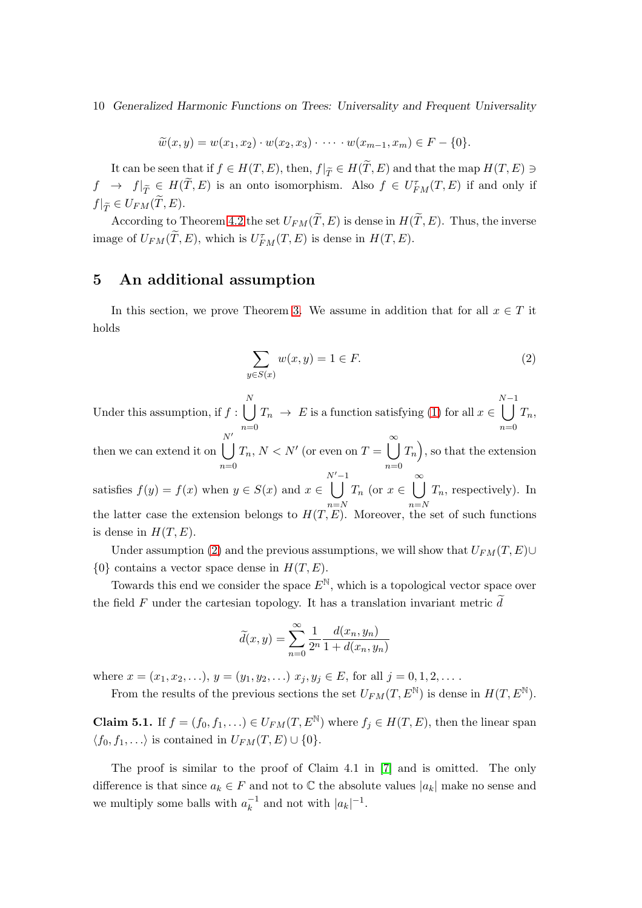$$\widetilde{w}(x, y) = w(x_1, x_2) \cdot w(x_2, x_3) \cdot \dots \cdot w(x_{m-1}, x_m) \in F - \{0\}.$$

It can be seen that if $f \in H(T, E)$, then, $f|_{\widetilde{T}} \in H(\widetilde{T}, E)$ and that the map $H(T, E) \ni f \to f|_{\widetilde{T}} \in H(\widetilde{T}, E)$ is an onto isomorphism. Also $f \in U^{\tau}_{FM}(T, E)$ if and only if $f|_{\widetilde{T}} \in U_{FM}(\widetilde{T}, E)$.

According to Theorem 4.2 the set $U_{FM}(\widetilde{T}, E)$ is dense in $H(\widetilde{T}, E)$. Thus, the inverse image of $U_{FM}(\widetilde{T}, E)$, which is $U^{\tau}_{FM}(T, E)$ is dense in $H(T, E)$.

## 5 An additional assumption

In this section, we prove Theorem 3. We assume in addition that for all $x \in T$ it holds

$$\sum_{y \in S(x)} w(x, y) = 1 \in F. \tag{2}$$

Under this assumption, if $f : \bigcup_{n=0}^{N} T_n \to E$ is a function satisfying (1) for all $x \in \bigcup_{n=0}^{N-1} T_n$, then we can extend it on $\bigcup_{n=0}^{N'} T_n$, $N < N'$ (or even on $T = \bigcup_{n=0}^{\infty} T_n\Big)$, so that the extension satisfies $f(y) = f(x)$ when $y \in S(x)$ and $x \in \bigcup_{n=N}^{N'-1} T_n$ (or $x \in \bigcup_{n=N}^{\infty} T_n$, respectively). In the latter case the extension belongs to $H(T, E)$. Moreover, the set of such functions is dense in $H(T, E)$.

Under assumption (2) and the previous assumptions, we will show that $U_{FM}(T, E) \cup \{0\}$ contains a vector space dense in $H(T, E)$.

Towards this end we consider the space $E^{\mathbb{N}}$, which is a topological vector space over the field $F$ under the cartesian topology. It has a translation invariant metric $\widetilde{d}$

$$\widetilde{d}(x, y) = \sum_{n=0}^{\infty} \frac{1}{2^n} \frac{d(x_n, y_n)}{1 + d(x_n, y_n)}$$

where $x = (x_1, x_2, \dots)$, $y = (y_1, y_2, \dots)$ $x_j, y_j \in E$, for all $j = 0, 1, 2, \dots$.

From the results of the previous sections the set $U_{FM}(T, E^{\mathbb{N}})$ is dense in $H(T, E^{\mathbb{N}})$.

**Claim 5.1.** If $f = (f_0, f_1, \dots) \in U_{FM}(T, E^{\mathbb{N}})$ where $f_j \in H(T, E)$, then the linear span $\langle f_0, f_1, \dots \rangle$ is contained in $U_{FM}(T, E) \cup \{0\}$.

The proof is similar to the proof of Claim 4.1 in [7] and is omitted. The only difference is that since $a_k \in F$ and not to $\mathbb{C}$ the absolute values $|a_k|$ make no sense and we multiply some balls with $a_k^{-1}$ and not with $|a_k|^{-1}$.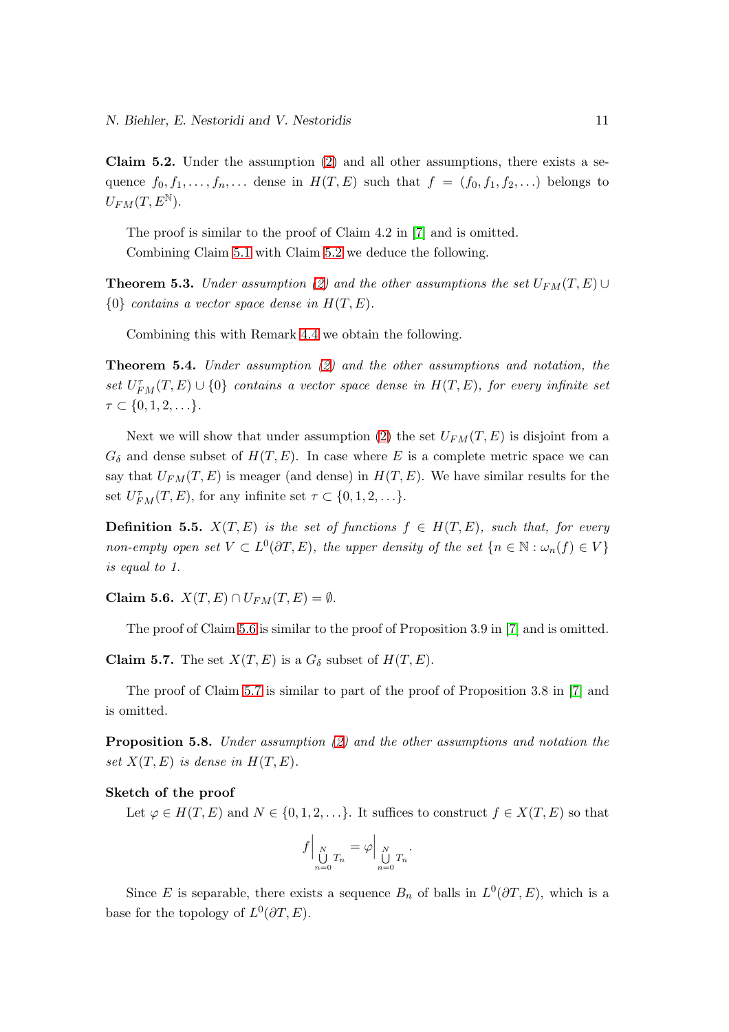**Claim 5.2.** Under the assumption (2) and all other assumptions, there exists a sequence $f_0, f_1, \dots, f_n, \dots$ dense in $H(T,E)$ such that $f = (f_0, f_1, f_2, \dots)$ belongs to $U_{FM}(T, E^{\mathbb{N}})$.

The proof is similar to the proof of Claim 4.2 in [7] and is omitted.

Combining Claim 5.1 with Claim 5.2 we deduce the following.

**Theorem 5.3.** *Under assumption (2) and the other assumptions the set $U_{FM}(T,E) \cup \{0\}$ contains a vector space dense in $H(T,E)$.*

Combining this with Remark 4.4 we obtain the following.

**Theorem 5.4.** *Under assumption (2) and the other assumptions and notation, the set $U^{\tau}_{FM}(T,E) \cup \{0\}$ contains a vector space dense in $H(T,E)$, for every infinite set $\tau \subset \{0,1,2,\dots\}$.*

Next we will show that under assumption (2) the set $U_{FM}(T,E)$ is disjoint from a $G_\delta$ and dense subset of $H(T,E)$. In case where $E$ is a complete metric space we can say that $U_{FM}(T,E)$ is meager (and dense) in $H(T,E)$. We have similar results for the set $U^{\tau}_{FM}(T,E)$, for any infinite set $\tau \subset \{0,1,2,\dots\}$.

**Definition 5.5.** *$X(T,E)$ is the set of functions $f \in H(T,E)$, such that, for every non-empty open set $V \subset L^0(\partial T, E)$, the upper density of the set $\{n \in \mathbb{N} : \omega_n(f) \in V\}$ is equal to 1.*

**Claim 5.6.** $X(T,E) \cap U_{FM}(T,E) = \emptyset$.

The proof of Claim 5.6 is similar to the proof of Proposition 3.9 in [7] and is omitted.

**Claim 5.7.** The set $X(T,E)$ is a $G_\delta$ subset of $H(T,E)$.

The proof of Claim 5.7 is similar to part of the proof of Proposition 3.8 in [7] and is omitted.

**Proposition 5.8.** *Under assumption (2) and the other assumptions and notation the set $X(T,E)$ is dense in $H(T,E)$.*

**Sketch of the proof**

Let $\varphi \in H(T,E)$ and $N \in \{0,1,2,\dots\}$. It suffices to construct $f \in X(T,E)$ so that

$$f\Big|_{\bigcup\limits_{n=0}^{N} T_n} = \varphi\Big|_{\bigcup\limits_{n=0}^{N} T_n}.$$

Since $E$ is separable, there exists a sequence $B_n$ of balls in $L^0(\partial T, E)$, which is a base for the topology of $L^0(\partial T, E)$.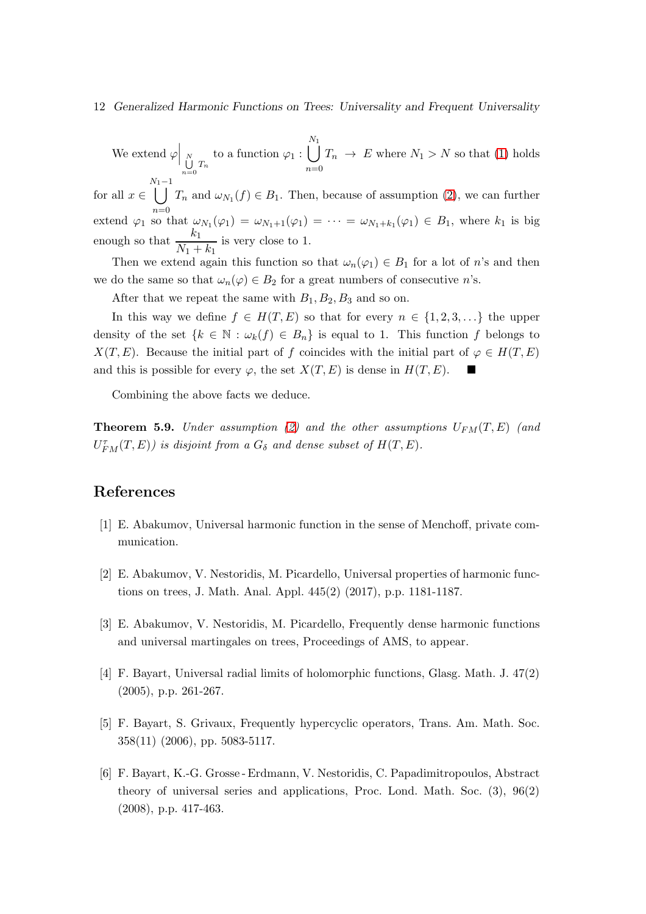We extend $\varphi\Big|_{\bigcup_{n=0}^{N} T_n}$ to a function $\varphi_1 : \bigcup_{n=0}^{N_1} T_n \to E$ where $N_1 > N$ so that (1) holds for all $x \in \bigcup_{n=0}^{N_1-1} T_n$ and $\omega_{N_1}(f) \in B_1$. Then, because of assumption (2), we can further extend $\varphi_1$ so that $\omega_{N_1}(\varphi_1) = \omega_{N_1+1}(\varphi_1) = \cdots = \omega_{N_1+k_1}(\varphi_1) \in B_1$, where $k_1$ is big enough so that $\frac{k_1}{N_1+k_1}$ is very close to 1.

Then we extend again this function so that $\omega_n(\varphi_1) \in B_1$ for a lot of $n$'s and then we do the same so that $\omega_n(\varphi) \in B_2$ for a great numbers of consecutive $n$'s.

After that we repeat the same with $B_1, B_2, B_3$ and so on.

In this way we define $f \in H(T,E)$ so that for every $n \in \{1,2,3,\ldots\}$ the upper density of the set $\{k \in \mathbb{N} : \omega_k(f) \in B_n\}$ is equal to 1. This function $f$ belongs to $X(T,E)$. Because the initial part of $f$ coincides with the initial part of $\varphi \in H(T,E)$ and this is possible for every $\varphi$, the set $X(T,E)$ is dense in $H(T,E)$. ■

Combining the above facts we deduce.

**Theorem 5.9.** *Under assumption (2) and the other assumptions $U_{FM}(T,E)$ (and $U_{FM}^{\tau}(T,E)$) is disjoint from a $G_\delta$ and dense subset of $H(T,E)$.*

## References

[1] E. Abakumov, Universal harmonic function in the sense of Menchoff, private communication.

[2] E. Abakumov, V. Nestoridis, M. Picardello, Universal properties of harmonic functions on trees, J. Math. Anal. Appl. 445(2) (2017), p.p. 1181-1187.

[3] E. Abakumov, V. Nestoridis, M. Picardello, Frequently dense harmonic functions and universal martingales on trees, Proceedings of AMS, to appear.

[4] F. Bayart, Universal radial limits of holomorphic functions, Glasg. Math. J. 47(2) (2005), p.p. 261-267.

[5] F. Bayart, S. Grivaux, Frequently hypercyclic operators, Trans. Am. Math. Soc. 358(11) (2006), pp. 5083-5117.

[6] F. Bayart, K.-G. Grosse-Erdmann, V. Nestoridis, C. Papadimitropoulos, Abstract theory of universal series and applications, Proc. Lond. Math. Soc. (3), 96(2) (2008), p.p. 417-463.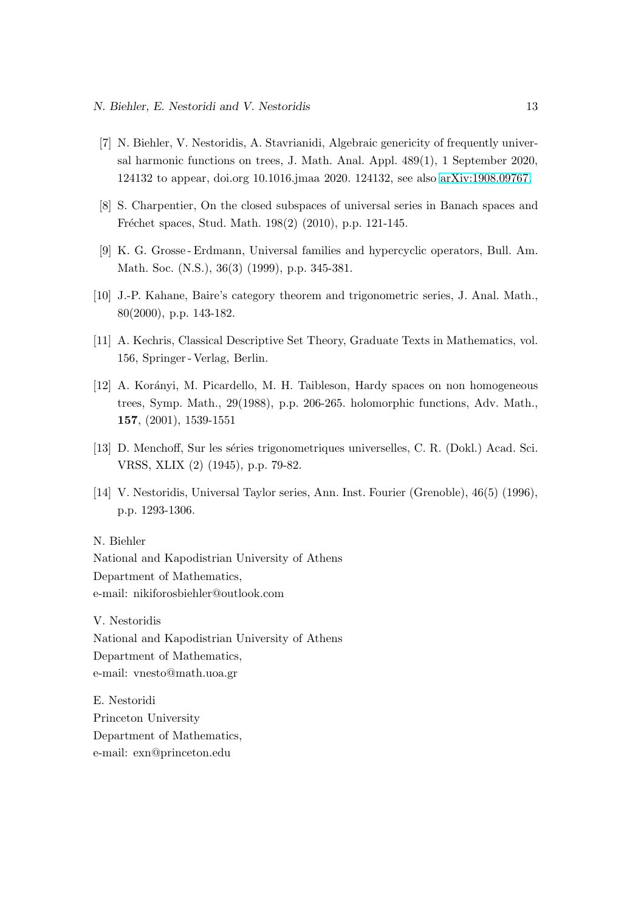[7] N. Biehler, V. Nestoridis, A. Stavrianidi, Algebraic genericity of frequently universal harmonic functions on trees, J. Math. Anal. Appl. 489(1), 1 September 2020, 124132 to appear, doi.org 10.1016.jmaa 2020. 124132, see also arXiv:1908.09767.

[8] S. Charpentier, On the closed subspaces of universal series in Banach spaces and Fréchet spaces, Stud. Math. 198(2) (2010), p.p. 121-145.

[9] K. G. Grosse-Erdmann, Universal families and hypercyclic operators, Bull. Am. Math. Soc. (N.S.), 36(3) (1999), p.p. 345-381.

[10] J.-P. Kahane, Baire's category theorem and trigonometric series, J. Anal. Math., 80(2000), p.p. 143-182.

[11] A. Kechris, Classical Descriptive Set Theory, Graduate Texts in Mathematics, vol. 156, Springer-Verlag, Berlin.

[12] A. Korányi, M. Picardello, M. H. Taibleson, Hardy spaces on non homogeneous trees, Symp. Math., 29(1988), p.p. 206-265. holomorphic functions, Adv. Math., **157**, (2001), 1539-1551

[13] D. Menchoff, Sur les séries trigonometriques universelles, C. R. (Dokl.) Acad. Sci. VRSS, XLIX (2) (1945), p.p. 79-82.

[14] V. Nestoridis, Universal Taylor series, Ann. Inst. Fourier (Grenoble), 46(5) (1996), p.p. 1293-1306.

N. Biehler
National and Kapodistrian University of Athens
Department of Mathematics,
e-mail: nikiforosbiehler@outlook.com

V. Nestoridis
National and Kapodistrian University of Athens
Department of Mathematics,
e-mail: vnesto@math.uoa.gr

E. Nestoridi
Princeton University
Department of Mathematics,
e-mail: exn@princeton.edu